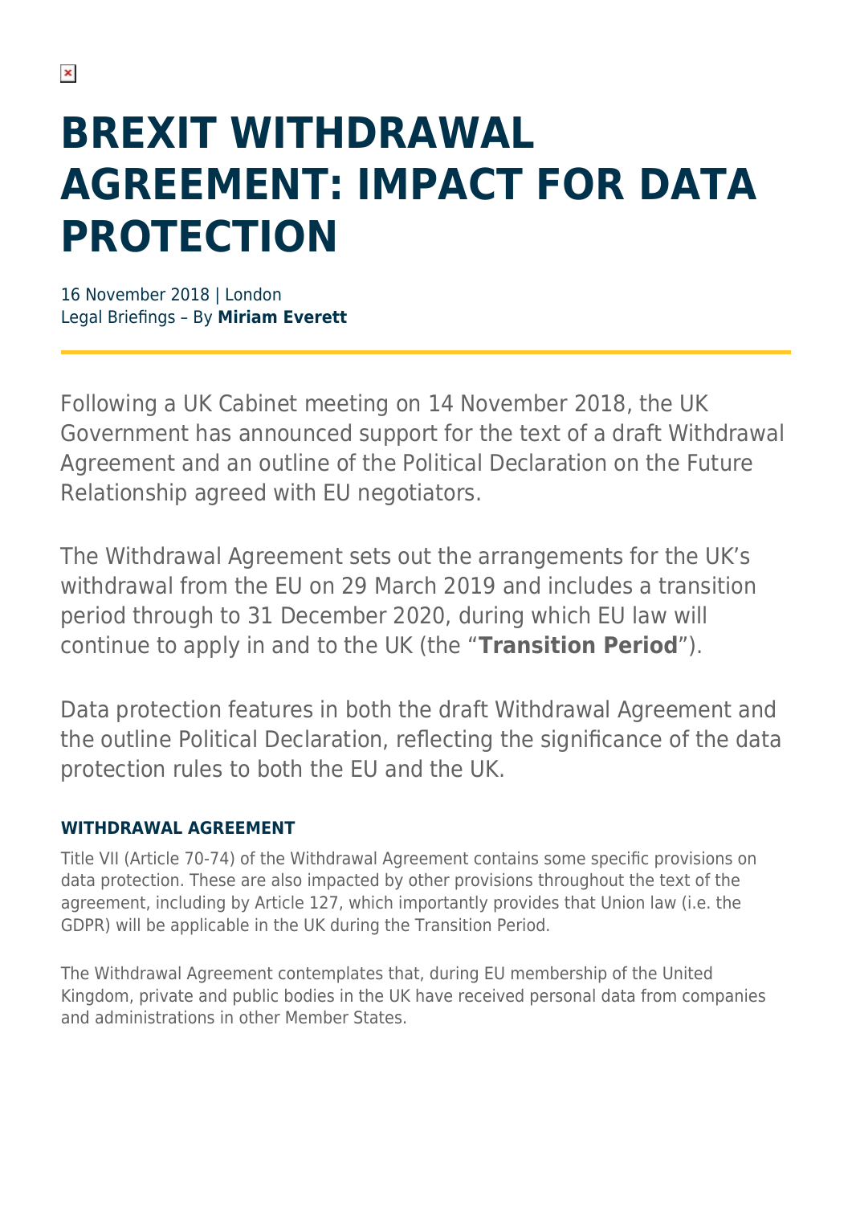# BREXIT WITHDRAWAL AGREEMENT: IMPACT FOR DATA PROTECTION

16 November 2018 | London
Legal Briefings – By **Miriam Everett**

Following a UK Cabinet meeting on 14 November 2018, the UK Government has announced support for the text of a draft Withdrawal Agreement and an outline of the Political Declaration on the Future Relationship agreed with EU negotiators.

The Withdrawal Agreement sets out the arrangements for the UK's withdrawal from the EU on 29 March 2019 and includes a transition period through to 31 December 2020, during which EU law will continue to apply in and to the UK (the "**Transition Period**").

Data protection features in both the draft Withdrawal Agreement and the outline Political Declaration, reflecting the significance of the data protection rules to both the EU and the UK.

### WITHDRAWAL AGREEMENT

Title VII (Article 70-74) of the Withdrawal Agreement contains some specific provisions on data protection. These are also impacted by other provisions throughout the text of the agreement, including by Article 127, which importantly provides that Union law (i.e. the GDPR) will be applicable in the UK during the Transition Period.

The Withdrawal Agreement contemplates that, during EU membership of the United Kingdom, private and public bodies in the UK have received personal data from companies and administrations in other Member States.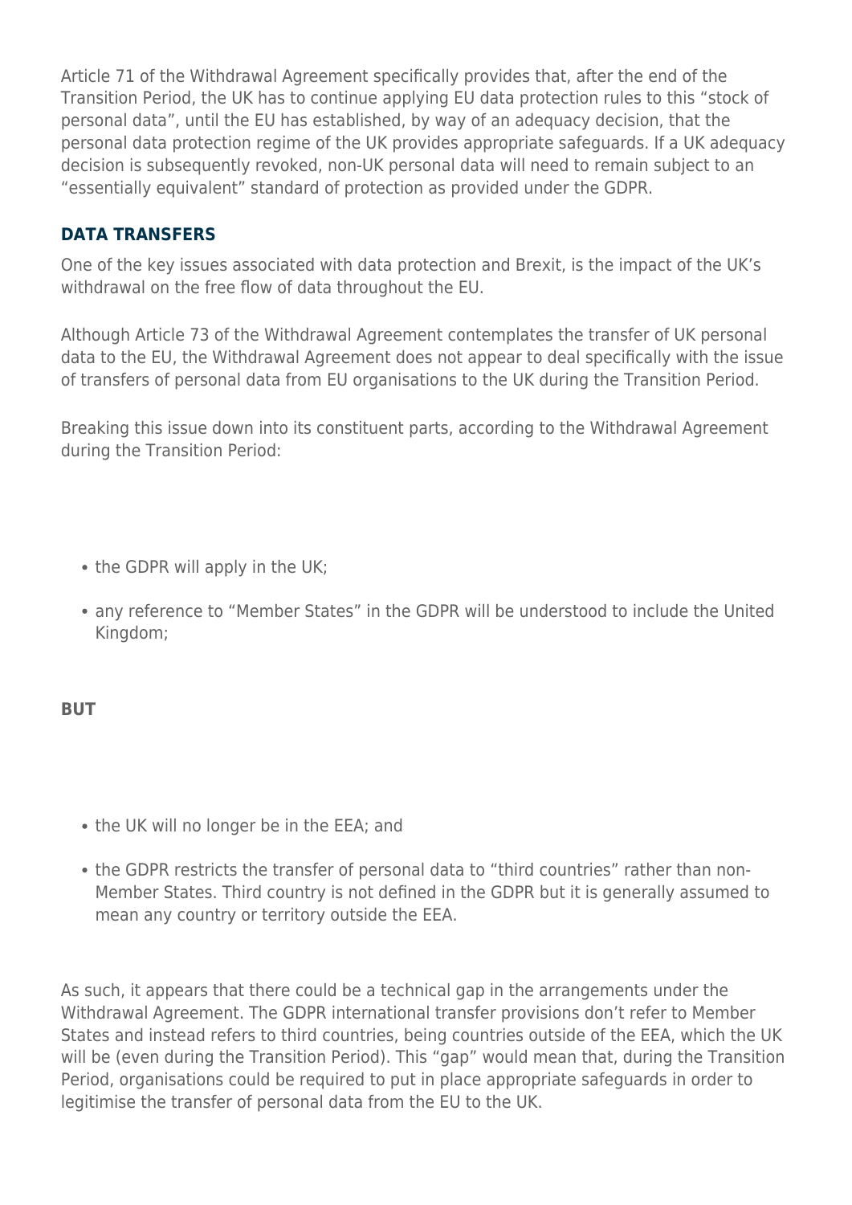Article 71 of the Withdrawal Agreement specifically provides that, after the end of the Transition Period, the UK has to continue applying EU data protection rules to this "stock of personal data", until the EU has established, by way of an adequacy decision, that the personal data protection regime of the UK provides appropriate safeguards. If a UK adequacy decision is subsequently revoked, non-UK personal data will need to remain subject to an "essentially equivalent" standard of protection as provided under the GDPR.

## DATA TRANSFERS

One of the key issues associated with data protection and Brexit, is the impact of the UK's withdrawal on the free flow of data throughout the EU.

Although Article 73 of the Withdrawal Agreement contemplates the transfer of UK personal data to the EU, the Withdrawal Agreement does not appear to deal specifically with the issue of transfers of personal data from EU organisations to the UK during the Transition Period.

Breaking this issue down into its constituent parts, according to the Withdrawal Agreement during the Transition Period:

- the GDPR will apply in the UK;
- any reference to "Member States" in the GDPR will be understood to include the United Kingdom;

**BUT**

- the UK will no longer be in the EEA; and
- the GDPR restricts the transfer of personal data to "third countries" rather than non-Member States. Third country is not defined in the GDPR but it is generally assumed to mean any country or territory outside the EEA.

As such, it appears that there could be a technical gap in the arrangements under the Withdrawal Agreement. The GDPR international transfer provisions don't refer to Member States and instead refers to third countries, being countries outside of the EEA, which the UK will be (even during the Transition Period). This "gap" would mean that, during the Transition Period, organisations could be required to put in place appropriate safeguards in order to legitimise the transfer of personal data from the EU to the UK.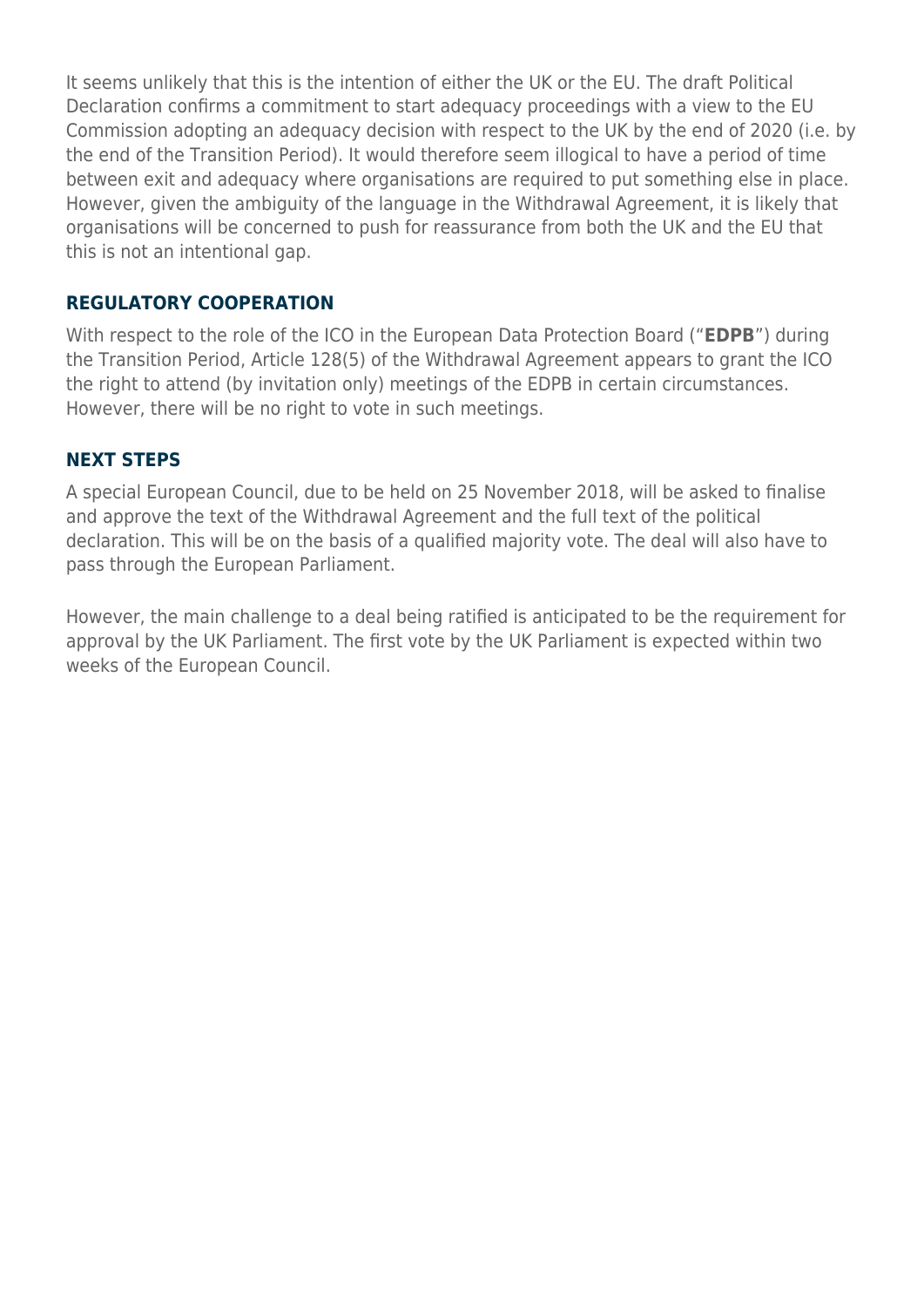It seems unlikely that this is the intention of either the UK or the EU. The draft Political Declaration confirms a commitment to start adequacy proceedings with a view to the EU Commission adopting an adequacy decision with respect to the UK by the end of 2020 (i.e. by the end of the Transition Period). It would therefore seem illogical to have a period of time between exit and adequacy where organisations are required to put something else in place. However, given the ambiguity of the language in the Withdrawal Agreement, it is likely that organisations will be concerned to push for reassurance from both the UK and the EU that this is not an intentional gap.

## REGULATORY COOPERATION

With respect to the role of the ICO in the European Data Protection Board ("**EDPB**") during the Transition Period, Article 128(5) of the Withdrawal Agreement appears to grant the ICO the right to attend (by invitation only) meetings of the EDPB in certain circumstances. However, there will be no right to vote in such meetings.

## NEXT STEPS

A special European Council, due to be held on 25 November 2018, will be asked to finalise and approve the text of the Withdrawal Agreement and the full text of the political declaration. This will be on the basis of a qualified majority vote. The deal will also have to pass through the European Parliament.

However, the main challenge to a deal being ratified is anticipated to be the requirement for approval by the UK Parliament. The first vote by the UK Parliament is expected within two weeks of the European Council.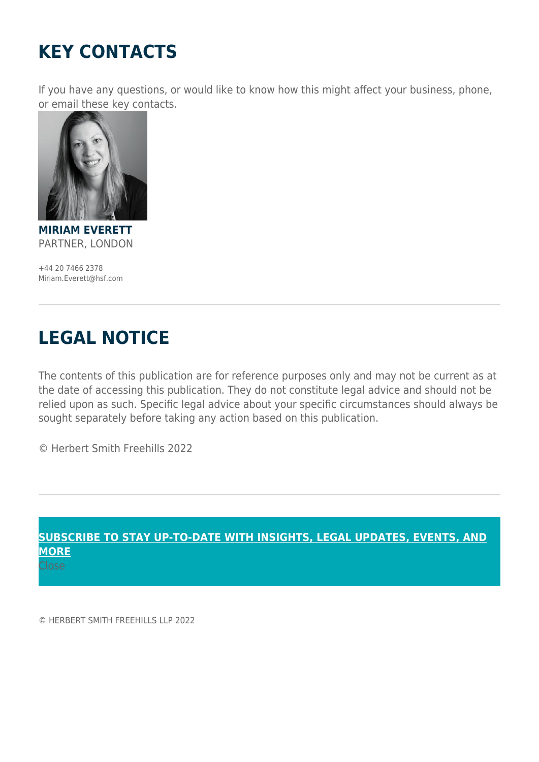# KEY CONTACTS

If you have any questions, or would like to know how this might affect your business, phone, or email these key contacts.

**MIRIAM EVERETT**
PARTNER, LONDON

+44 20 7466 2378
Miriam.Everett@hsf.com

# LEGAL NOTICE

The contents of this publication are for reference purposes only and may not be current as at the date of accessing this publication. They do not constitute legal advice and should not be relied upon as such. Specific legal advice about your specific circumstances should always be sought separately before taking any action based on this publication.

© Herbert Smith Freehills 2022

**SUBSCRIBE TO STAY UP-TO-DATE WITH INSIGHTS, LEGAL UPDATES, EVENTS, AND MORE**
Close

© HERBERT SMITH FREEHILLS LLP 2022